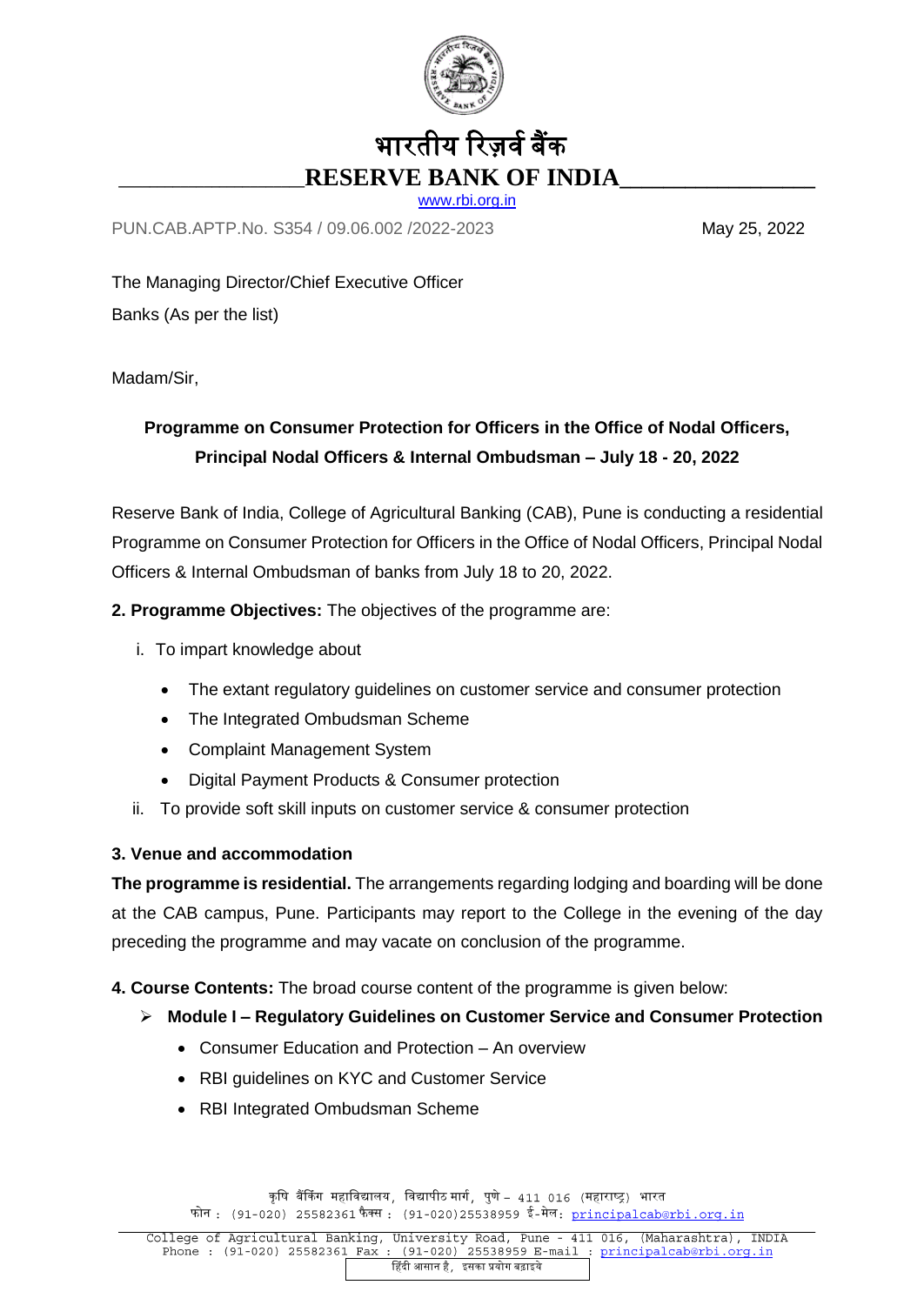भारतीय रिज़र्व बैंक

**RESERVE BANK OF INDIA**

www.rbi.org.in

PUN.CAB.APTP.No. S354 / 09.06.002 /2022-2023 May 25, 2022

The Managing Director/Chief Executive Officer
Banks (As per the list)

Madam/Sir,

**Programme on Consumer Protection for Officers in the Office of Nodal Officers, Principal Nodal Officers & Internal Ombudsman – July 18 - 20, 2022**

Reserve Bank of India, College of Agricultural Banking (CAB), Pune is conducting a residential Programme on Consumer Protection for Officers in the Office of Nodal Officers, Principal Nodal Officers & Internal Ombudsman of banks from July 18 to 20, 2022.

**2. Programme Objectives:** The objectives of the programme are:

i. To impart knowledge about

- The extant regulatory guidelines on customer service and consumer protection
- The Integrated Ombudsman Scheme
- Complaint Management System
- Digital Payment Products & Consumer protection

ii. To provide soft skill inputs on customer service & consumer protection

**3. Venue and accommodation**

**The programme is residential.** The arrangements regarding lodging and boarding will be done at the CAB campus, Pune. Participants may report to the College in the evening of the day preceding the programme and may vacate on conclusion of the programme.

**4. Course Contents:** The broad course content of the programme is given below:

- **Module I – Regulatory Guidelines on Customer Service and Consumer Protection**
  - Consumer Education and Protection – An overview
  - RBI guidelines on KYC and Customer Service
  - RBI Integrated Ombudsman Scheme

कृषि बैंकिंग महाविद्यालय, विद्यापीठ मार्ग, पुणे – 411 016 (महाराष्ट्र) भारत
फोन : (91-020) 25582361 फैक्स : (91-020)25538959 ई-मेल: principalcab@rbi.org.in

College of Agricultural Banking, University Road, Pune - 411 016, (Maharashtra), INDIA
Phone : (91-020) 25582361 Fax : (91-020) 25538959 E-mail : principalcab@rbi.org.in

हिंदी आसान है, इसका प्रयोग बढ़ाइये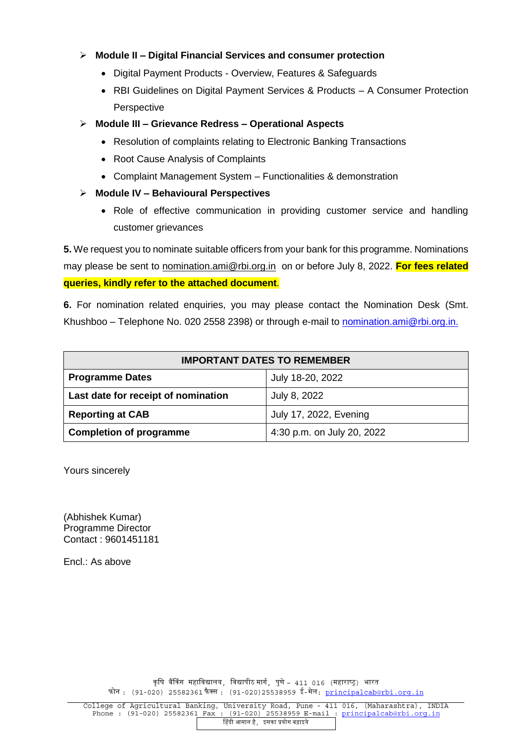- **Module II – Digital Financial Services and consumer protection**
  - Digital Payment Products - Overview, Features & Safeguards
  - RBI Guidelines on Digital Payment Services & Products – A Consumer Protection Perspective
- **Module III – Grievance Redress – Operational Aspects**
  - Resolution of complaints relating to Electronic Banking Transactions
  - Root Cause Analysis of Complaints
  - Complaint Management System – Functionalities & demonstration
- **Module IV – Behavioural Perspectives**
  - Role of effective communication in providing customer service and handling customer grievances

**5.** We request you to nominate suitable officers from your bank for this programme. Nominations may please be sent to nomination.ami@rbi.org.in on or before July 8, 2022. **For fees related queries, kindly refer to the attached document**.

**6.** For nomination related enquiries, you may please contact the Nomination Desk (Smt. Khushboo – Telephone No. 020 2558 2398) or through e-mail to nomination.ami@rbi.org.in.

| IMPORTANT DATES TO REMEMBER | |
|---|---|
| **Programme Dates** | July 18-20, 2022 |
| **Last date for receipt of nomination** | July 8, 2022 |
| **Reporting at CAB** | July 17, 2022, Evening |
| **Completion of programme** | 4:30 p.m. on July 20, 2022 |

Yours sincerely

(Abhishek Kumar)
Programme Director
Contact : 9601451181

Encl.: As above

कृषि बैंकिंग महाविद्यालय, विद्यापीठ मार्ग, पुणे – 411 016 (महाराष्ट्र) भारत
फोन : (91-020) 25582361 फैक्स : (91-020)25538959 ई-मेल: principalcab@rbi.org.in

College of Agricultural Banking, University Road, Pune - 411 016, (Maharashtra), INDIA
Phone : (91-020) 25582361 Fax : (91-020) 25538959 E-mail : principalcab@rbi.org.in

हिंदी आसान है, इसका प्रयोग बढ़ाइये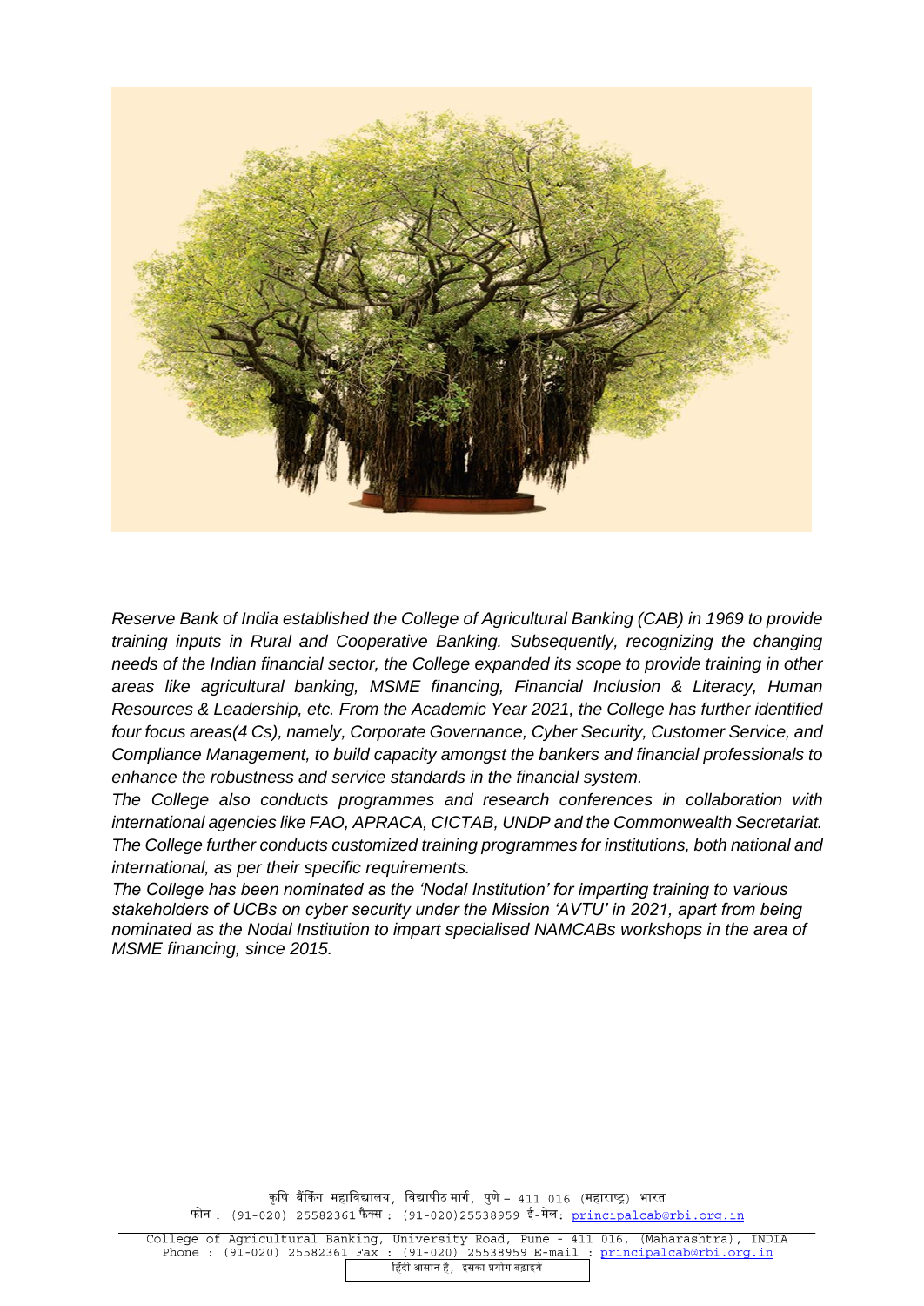*Reserve Bank of India established the College of Agricultural Banking (CAB) in 1969 to provide training inputs in Rural and Cooperative Banking. Subsequently, recognizing the changing needs of the Indian financial sector, the College expanded its scope to provide training in other areas like agricultural banking, MSME financing, Financial Inclusion & Literacy, Human Resources & Leadership, etc. From the Academic Year 2021, the College has further identified four focus areas(4 Cs), namely, Corporate Governance, Cyber Security, Customer Service, and Compliance Management, to build capacity amongst the bankers and financial professionals to enhance the robustness and service standards in the financial system.*

*The College also conducts programmes and research conferences in collaboration with international agencies like FAO, APRACA, CICTAB, UNDP and the Commonwealth Secretariat. The College further conducts customized training programmes for institutions, both national and international, as per their specific requirements.*

*The College has been nominated as the 'Nodal Institution' for imparting training to various stakeholders of UCBs on cyber security under the Mission 'AVTU' in 2021, apart from being nominated as the Nodal Institution to impart specialised NAMCABs workshops in the area of MSME financing, since 2015.*

कृषि बैंकिंग महाविद्यालय, विद्यापीठ मार्ग, पुणे – 411 016 (महाराष्ट्र) भारत
फोन : (91-020) 25582361 फैक्स : (91-020)25538959 ई-मेल: principalcab@rbi.org.in

College of Agricultural Banking, University Road, Pune - 411 016, (Maharashtra), INDIA
Phone : (91-020) 25582361 Fax : (91-020) 25538959 E-mail : principalcab@rbi.org.in

हिंदी आसान है, इसका प्रयोग बढ़ाइये